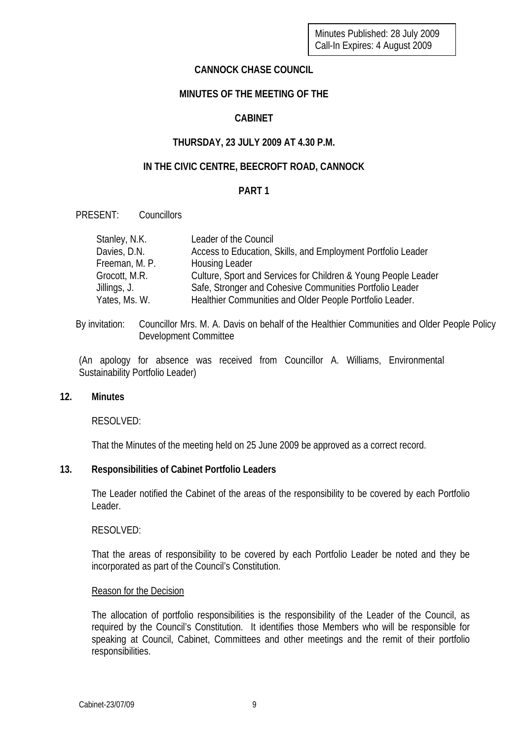Minutes Published: 28 July 2009
Call-In Expires: 4 August 2009

**CANNOCK CHASE COUNCIL**

**MINUTES OF THE MEETING OF THE**

**CABINET**

**THURSDAY, 23 JULY 2009 AT 4.30 P.M.**

**IN THE CIVIC CENTRE, BEECROFT ROAD, CANNOCK**

**PART 1**

PRESENT: Councillors

| | |
|---|---|
| Stanley, N.K. | Leader of the Council |
| Davies, D.N. | Access to Education, Skills, and Employment Portfolio Leader |
| Freeman, M. P. | Housing Leader |
| Grocott, M.R. | Culture, Sport and Services for Children & Young People Leader |
| Jillings, J. | Safe, Stronger and Cohesive Communities Portfolio Leader |
| Yates, Ms. W. | Healthier Communities and Older People Portfolio Leader. |

By invitation: Councillor Mrs. M. A. Davis on behalf of the Healthier Communities and Older People Policy Development Committee

(An apology for absence was received from Councillor A. Williams, Environmental Sustainability Portfolio Leader)

**12. Minutes**

RESOLVED:

That the Minutes of the meeting held on 25 June 2009 be approved as a correct record.

**13. Responsibilities of Cabinet Portfolio Leaders**

The Leader notified the Cabinet of the areas of the responsibility to be covered by each Portfolio Leader.

RESOLVED:

That the areas of responsibility to be covered by each Portfolio Leader be noted and they be incorporated as part of the Council's Constitution.

Reason for the Decision

The allocation of portfolio responsibilities is the responsibility of the Leader of the Council, as required by the Council's Constitution. It identifies those Members who will be responsible for speaking at Council, Cabinet, Committees and other meetings and the remit of their portfolio responsibilities.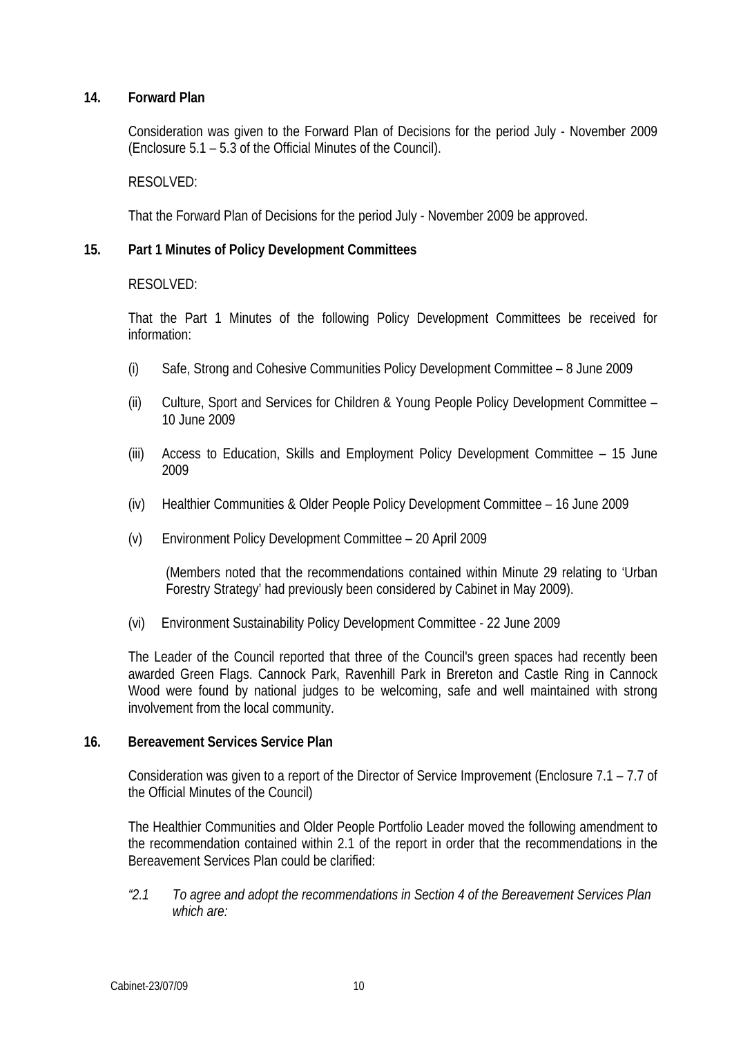**14. Forward Plan**

Consideration was given to the Forward Plan of Decisions for the period July - November 2009 (Enclosure 5.1 – 5.3 of the Official Minutes of the Council).

RESOLVED:

That the Forward Plan of Decisions for the period July - November 2009 be approved.

**15. Part 1 Minutes of Policy Development Committees**

RESOLVED:

That the Part 1 Minutes of the following Policy Development Committees be received for information:

(i) Safe, Strong and Cohesive Communities Policy Development Committee – 8 June 2009

(ii) Culture, Sport and Services for Children & Young People Policy Development Committee – 10 June 2009

(iii) Access to Education, Skills and Employment Policy Development Committee – 15 June 2009

(iv) Healthier Communities & Older People Policy Development Committee – 16 June 2009

(v) Environment Policy Development Committee – 20 April 2009

(Members noted that the recommendations contained within Minute 29 relating to 'Urban Forestry Strategy' had previously been considered by Cabinet in May 2009).

(vi) Environment Sustainability Policy Development Committee - 22 June 2009

The Leader of the Council reported that three of the Council's green spaces had recently been awarded Green Flags. Cannock Park, Ravenhill Park in Brereton and Castle Ring in Cannock Wood were found by national judges to be welcoming, safe and well maintained with strong involvement from the local community.

**16. Bereavement Services Service Plan**

Consideration was given to a report of the Director of Service Improvement (Enclosure 7.1 – 7.7 of the Official Minutes of the Council)

The Healthier Communities and Older People Portfolio Leader moved the following amendment to the recommendation contained within 2.1 of the report in order that the recommendations in the Bereavement Services Plan could be clarified:

*"2.1 To agree and adopt the recommendations in Section 4 of the Bereavement Services Plan which are:*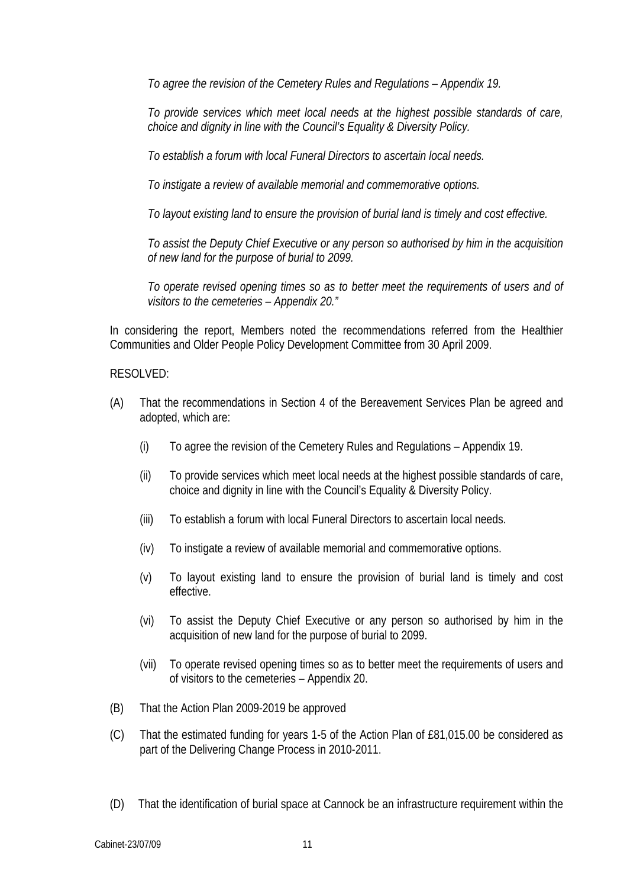*To agree the revision of the Cemetery Rules and Regulations – Appendix 19.*

*To provide services which meet local needs at the highest possible standards of care, choice and dignity in line with the Council's Equality & Diversity Policy.*

*To establish a forum with local Funeral Directors to ascertain local needs.*

*To instigate a review of available memorial and commemorative options.*

*To layout existing land to ensure the provision of burial land is timely and cost effective.*

*To assist the Deputy Chief Executive or any person so authorised by him in the acquisition of new land for the purpose of burial to 2099.*

*To operate revised opening times so as to better meet the requirements of users and of visitors to the cemeteries – Appendix 20."*

In considering the report, Members noted the recommendations referred from the Healthier Communities and Older People Policy Development Committee from 30 April 2009.

RESOLVED:

(A) That the recommendations in Section 4 of the Bereavement Services Plan be agreed and adopted, which are:

  (i) To agree the revision of the Cemetery Rules and Regulations – Appendix 19.

  (ii) To provide services which meet local needs at the highest possible standards of care, choice and dignity in line with the Council's Equality & Diversity Policy.

  (iii) To establish a forum with local Funeral Directors to ascertain local needs.

  (iv) To instigate a review of available memorial and commemorative options.

  (v) To layout existing land to ensure the provision of burial land is timely and cost effective.

  (vi) To assist the Deputy Chief Executive or any person so authorised by him in the acquisition of new land for the purpose of burial to 2099.

  (vii) To operate revised opening times so as to better meet the requirements of users and of visitors to the cemeteries – Appendix 20.

(B) That the Action Plan 2009-2019 be approved

(C) That the estimated funding for years 1-5 of the Action Plan of £81,015.00 be considered as part of the Delivering Change Process in 2010-2011.

(D) That the identification of burial space at Cannock be an infrastructure requirement within the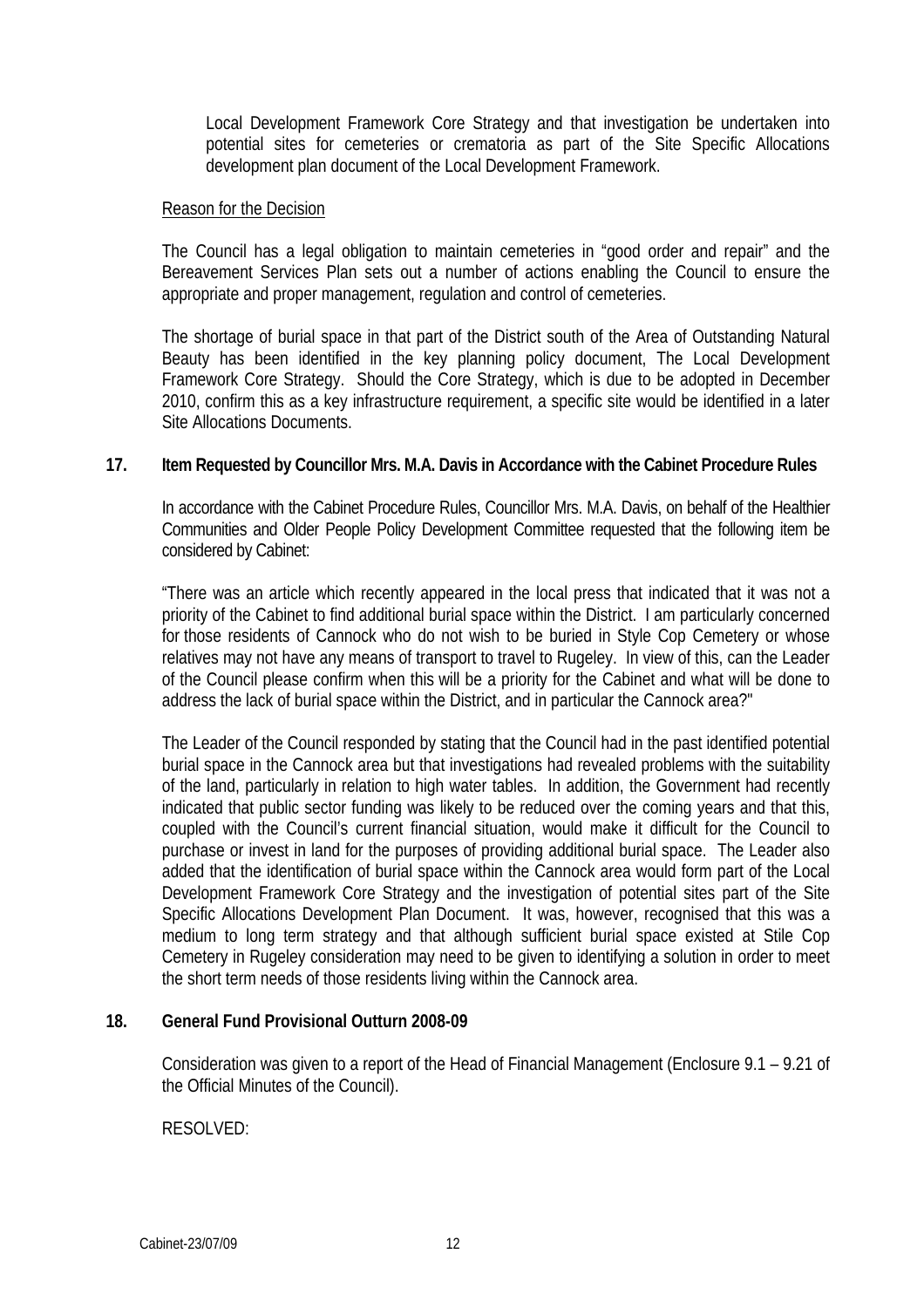Local Development Framework Core Strategy and that investigation be undertaken into potential sites for cemeteries or crematoria as part of the Site Specific Allocations development plan document of the Local Development Framework.

Reason for the Decision

The Council has a legal obligation to maintain cemeteries in "good order and repair" and the Bereavement Services Plan sets out a number of actions enabling the Council to ensure the appropriate and proper management, regulation and control of cemeteries.

The shortage of burial space in that part of the District south of the Area of Outstanding Natural Beauty has been identified in the key planning policy document, The Local Development Framework Core Strategy. Should the Core Strategy, which is due to be adopted in December 2010, confirm this as a key infrastructure requirement, a specific site would be identified in a later Site Allocations Documents.

**17. Item Requested by Councillor Mrs. M.A. Davis in Accordance with the Cabinet Procedure Rules**

In accordance with the Cabinet Procedure Rules, Councillor Mrs. M.A. Davis, on behalf of the Healthier Communities and Older People Policy Development Committee requested that the following item be considered by Cabinet:

"There was an article which recently appeared in the local press that indicated that it was not a priority of the Cabinet to find additional burial space within the District. I am particularly concerned for those residents of Cannock who do not wish to be buried in Style Cop Cemetery or whose relatives may not have any means of transport to travel to Rugeley. In view of this, can the Leader of the Council please confirm when this will be a priority for the Cabinet and what will be done to address the lack of burial space within the District, and in particular the Cannock area?"

The Leader of the Council responded by stating that the Council had in the past identified potential burial space in the Cannock area but that investigations had revealed problems with the suitability of the land, particularly in relation to high water tables. In addition, the Government had recently indicated that public sector funding was likely to be reduced over the coming years and that this, coupled with the Council's current financial situation, would make it difficult for the Council to purchase or invest in land for the purposes of providing additional burial space. The Leader also added that the identification of burial space within the Cannock area would form part of the Local Development Framework Core Strategy and the investigation of potential sites part of the Site Specific Allocations Development Plan Document. It was, however, recognised that this was a medium to long term strategy and that although sufficient burial space existed at Stile Cop Cemetery in Rugeley consideration may need to be given to identifying a solution in order to meet the short term needs of those residents living within the Cannock area.

**18. General Fund Provisional Outturn 2008-09**

Consideration was given to a report of the Head of Financial Management (Enclosure 9.1 – 9.21 of the Official Minutes of the Council).

RESOLVED: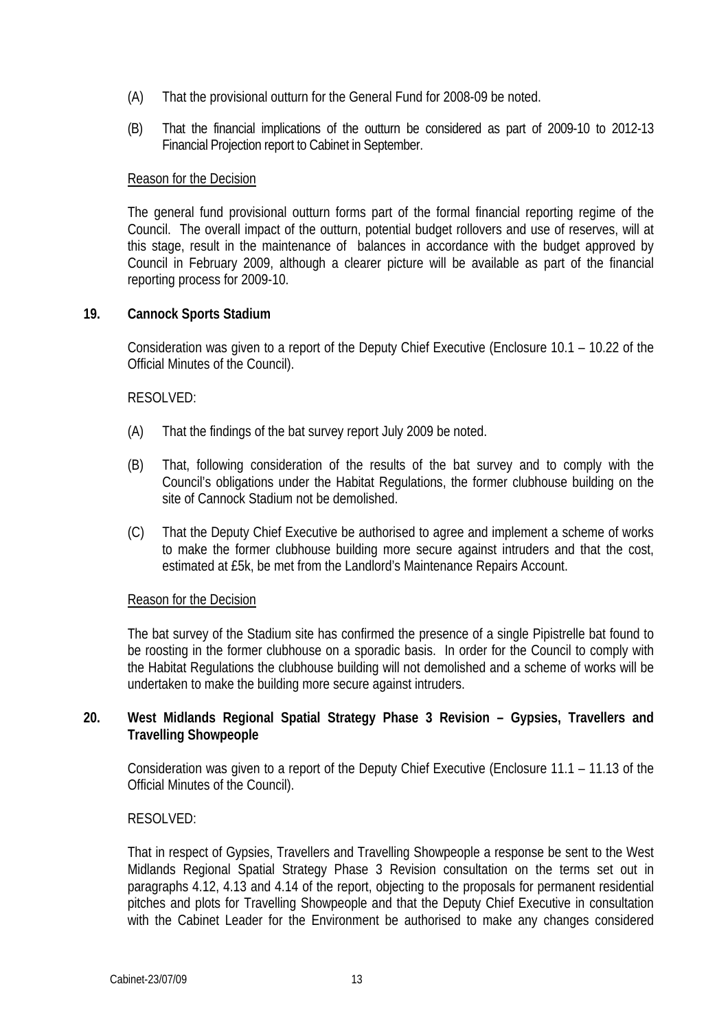(A) That the provisional outturn for the General Fund for 2008-09 be noted.

(B) That the financial implications of the outturn be considered as part of 2009-10 to 2012-13 Financial Projection report to Cabinet in September.

Reason for the Decision

The general fund provisional outturn forms part of the formal financial reporting regime of the Council. The overall impact of the outturn, potential budget rollovers and use of reserves, will at this stage, result in the maintenance of balances in accordance with the budget approved by Council in February 2009, although a clearer picture will be available as part of the financial reporting process for 2009-10.

**19. Cannock Sports Stadium**

Consideration was given to a report of the Deputy Chief Executive (Enclosure 10.1 – 10.22 of the Official Minutes of the Council).

RESOLVED:

(A) That the findings of the bat survey report July 2009 be noted.

(B) That, following consideration of the results of the bat survey and to comply with the Council's obligations under the Habitat Regulations, the former clubhouse building on the site of Cannock Stadium not be demolished.

(C) That the Deputy Chief Executive be authorised to agree and implement a scheme of works to make the former clubhouse building more secure against intruders and that the cost, estimated at £5k, be met from the Landlord's Maintenance Repairs Account.

Reason for the Decision

The bat survey of the Stadium site has confirmed the presence of a single Pipistrelle bat found to be roosting in the former clubhouse on a sporadic basis. In order for the Council to comply with the Habitat Regulations the clubhouse building will not demolished and a scheme of works will be undertaken to make the building more secure against intruders.

**20. West Midlands Regional Spatial Strategy Phase 3 Revision – Gypsies, Travellers and Travelling Showpeople**

Consideration was given to a report of the Deputy Chief Executive (Enclosure 11.1 – 11.13 of the Official Minutes of the Council).

RESOLVED:

That in respect of Gypsies, Travellers and Travelling Showpeople a response be sent to the West Midlands Regional Spatial Strategy Phase 3 Revision consultation on the terms set out in paragraphs 4.12, 4.13 and 4.14 of the report, objecting to the proposals for permanent residential pitches and plots for Travelling Showpeople and that the Deputy Chief Executive in consultation with the Cabinet Leader for the Environment be authorised to make any changes considered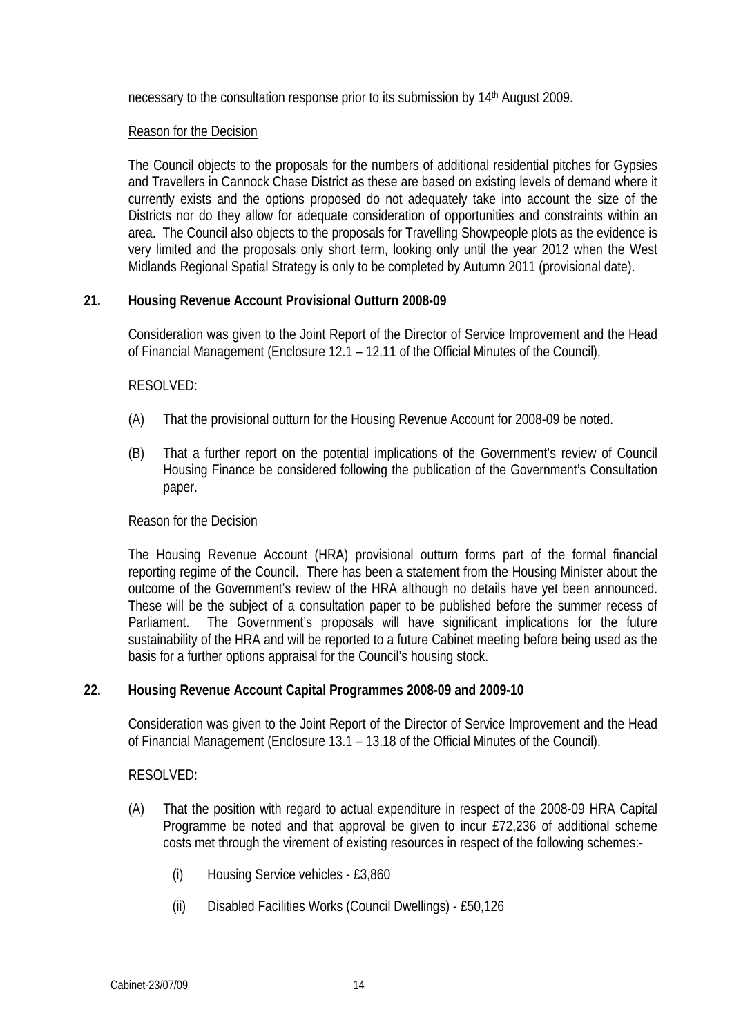necessary to the consultation response prior to its submission by 14th August 2009.

Reason for the Decision

The Council objects to the proposals for the numbers of additional residential pitches for Gypsies and Travellers in Cannock Chase District as these are based on existing levels of demand where it currently exists and the options proposed do not adequately take into account the size of the Districts nor do they allow for adequate consideration of opportunities and constraints within an area. The Council also objects to the proposals for Travelling Showpeople plots as the evidence is very limited and the proposals only short term, looking only until the year 2012 when the West Midlands Regional Spatial Strategy is only to be completed by Autumn 2011 (provisional date).

**21. Housing Revenue Account Provisional Outturn 2008-09**

Consideration was given to the Joint Report of the Director of Service Improvement and the Head of Financial Management (Enclosure 12.1 – 12.11 of the Official Minutes of the Council).

RESOLVED:

(A) That the provisional outturn for the Housing Revenue Account for 2008-09 be noted.

(B) That a further report on the potential implications of the Government's review of Council Housing Finance be considered following the publication of the Government's Consultation paper.

Reason for the Decision

The Housing Revenue Account (HRA) provisional outturn forms part of the formal financial reporting regime of the Council. There has been a statement from the Housing Minister about the outcome of the Government's review of the HRA although no details have yet been announced. These will be the subject of a consultation paper to be published before the summer recess of Parliament. The Government's proposals will have significant implications for the future sustainability of the HRA and will be reported to a future Cabinet meeting before being used as the basis for a further options appraisal for the Council's housing stock.

**22. Housing Revenue Account Capital Programmes 2008-09 and 2009-10**

Consideration was given to the Joint Report of the Director of Service Improvement and the Head of Financial Management (Enclosure 13.1 – 13.18 of the Official Minutes of the Council).

RESOLVED:

(A) That the position with regard to actual expenditure in respect of the 2008-09 HRA Capital Programme be noted and that approval be given to incur £72,236 of additional scheme costs met through the virement of existing resources in respect of the following schemes:-

(i) Housing Service vehicles - £3,860

(ii) Disabled Facilities Works (Council Dwellings) - £50,126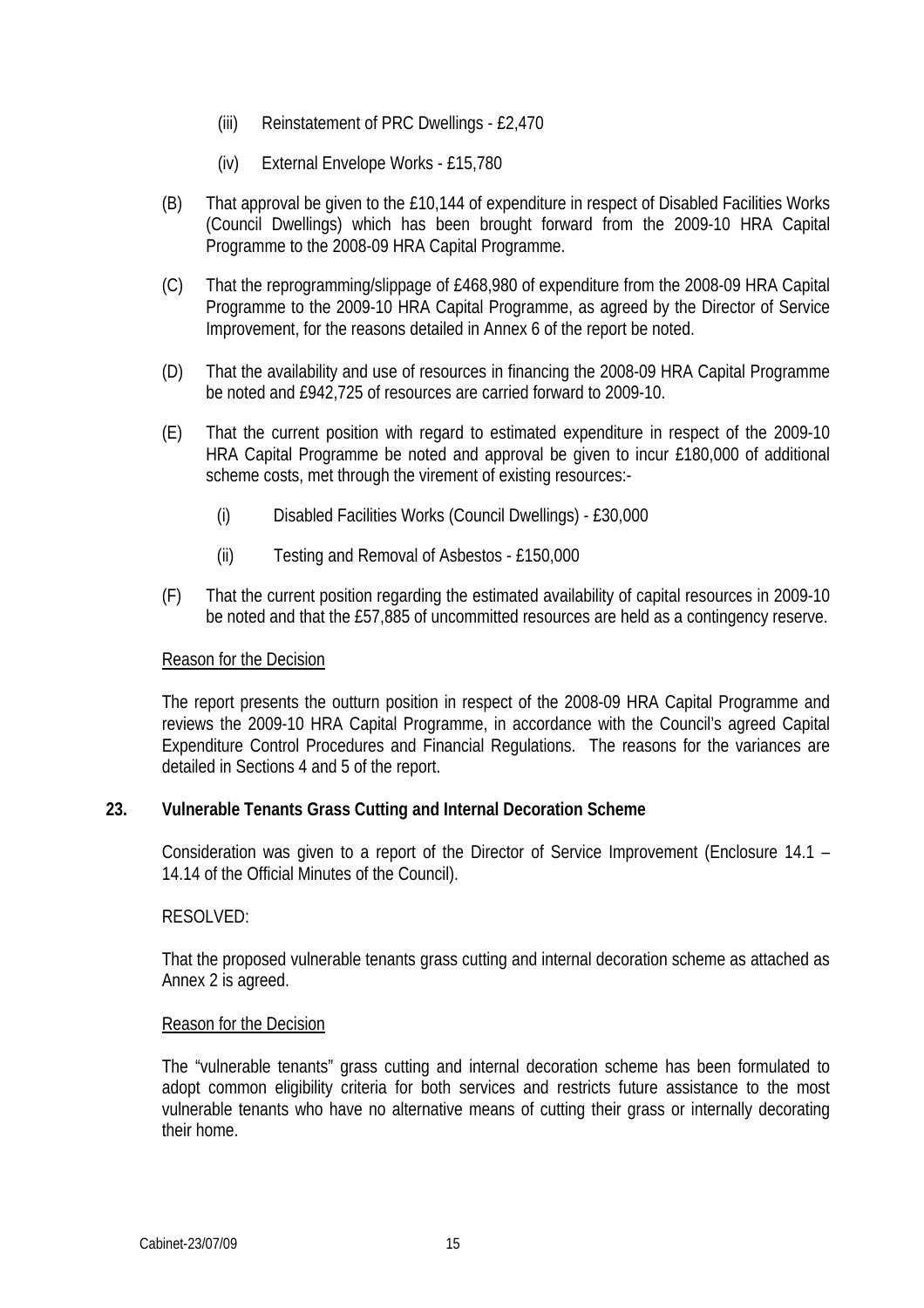(iii) Reinstatement of PRC Dwellings - £2,470

(iv) External Envelope Works - £15,780

(B) That approval be given to the £10,144 of expenditure in respect of Disabled Facilities Works (Council Dwellings) which has been brought forward from the 2009-10 HRA Capital Programme to the 2008-09 HRA Capital Programme.

(C) That the reprogramming/slippage of £468,980 of expenditure from the 2008-09 HRA Capital Programme to the 2009-10 HRA Capital Programme, as agreed by the Director of Service Improvement, for the reasons detailed in Annex 6 of the report be noted.

(D) That the availability and use of resources in financing the 2008-09 HRA Capital Programme be noted and £942,725 of resources are carried forward to 2009-10.

(E) That the current position with regard to estimated expenditure in respect of the 2009-10 HRA Capital Programme be noted and approval be given to incur £180,000 of additional scheme costs, met through the virement of existing resources:-

(i) Disabled Facilities Works (Council Dwellings) - £30,000

(ii) Testing and Removal of Asbestos - £150,000

(F) That the current position regarding the estimated availability of capital resources in 2009-10 be noted and that the £57,885 of uncommitted resources are held as a contingency reserve.

Reason for the Decision

The report presents the outturn position in respect of the 2008-09 HRA Capital Programme and reviews the 2009-10 HRA Capital Programme, in accordance with the Council's agreed Capital Expenditure Control Procedures and Financial Regulations. The reasons for the variances are detailed in Sections 4 and 5 of the report.

**23. Vulnerable Tenants Grass Cutting and Internal Decoration Scheme**

Consideration was given to a report of the Director of Service Improvement (Enclosure 14.1 – 14.14 of the Official Minutes of the Council).

RESOLVED:

That the proposed vulnerable tenants grass cutting and internal decoration scheme as attached as Annex 2 is agreed.

Reason for the Decision

The "vulnerable tenants" grass cutting and internal decoration scheme has been formulated to adopt common eligibility criteria for both services and restricts future assistance to the most vulnerable tenants who have no alternative means of cutting their grass or internally decorating their home.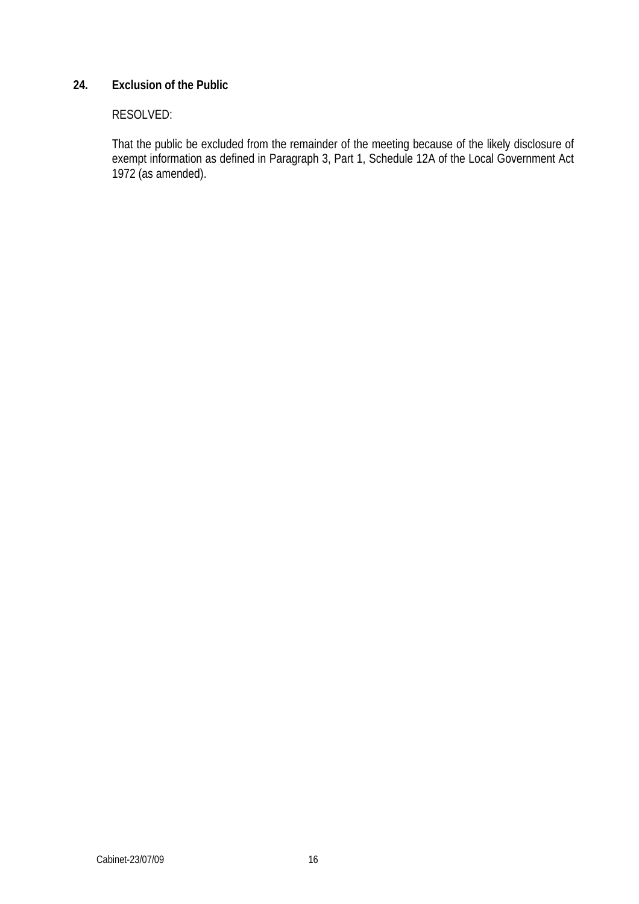## 24. Exclusion of the Public

RESOLVED:

That the public be excluded from the remainder of the meeting because of the likely disclosure of exempt information as defined in Paragraph 3, Part 1, Schedule 12A of the Local Government Act 1972 (as amended).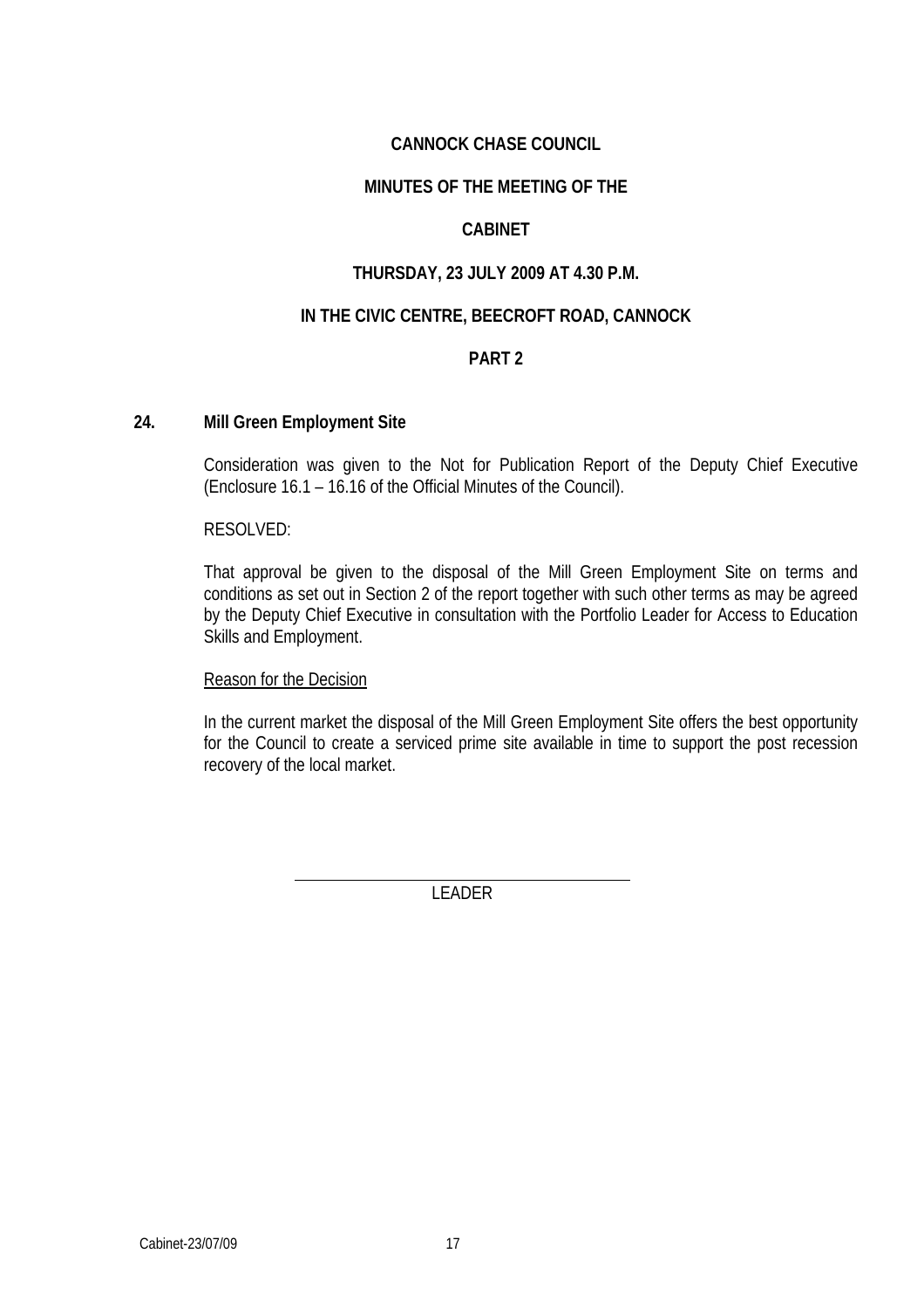**CANNOCK CHASE COUNCIL**

**MINUTES OF THE MEETING OF THE**

**CABINET**

**THURSDAY, 23 JULY 2009 AT 4.30 P.M.**

**IN THE CIVIC CENTRE, BEECROFT ROAD, CANNOCK**

**PART 2**

**24. Mill Green Employment Site**

Consideration was given to the Not for Publication Report of the Deputy Chief Executive (Enclosure 16.1 – 16.16 of the Official Minutes of the Council).

RESOLVED:

That approval be given to the disposal of the Mill Green Employment Site on terms and conditions as set out in Section 2 of the report together with such other terms as may be agreed by the Deputy Chief Executive in consultation with the Portfolio Leader for Access to Education Skills and Employment.

Reason for the Decision

In the current market the disposal of the Mill Green Employment Site offers the best opportunity for the Council to create a serviced prime site available in time to support the post recession recovery of the local market.

LEADER